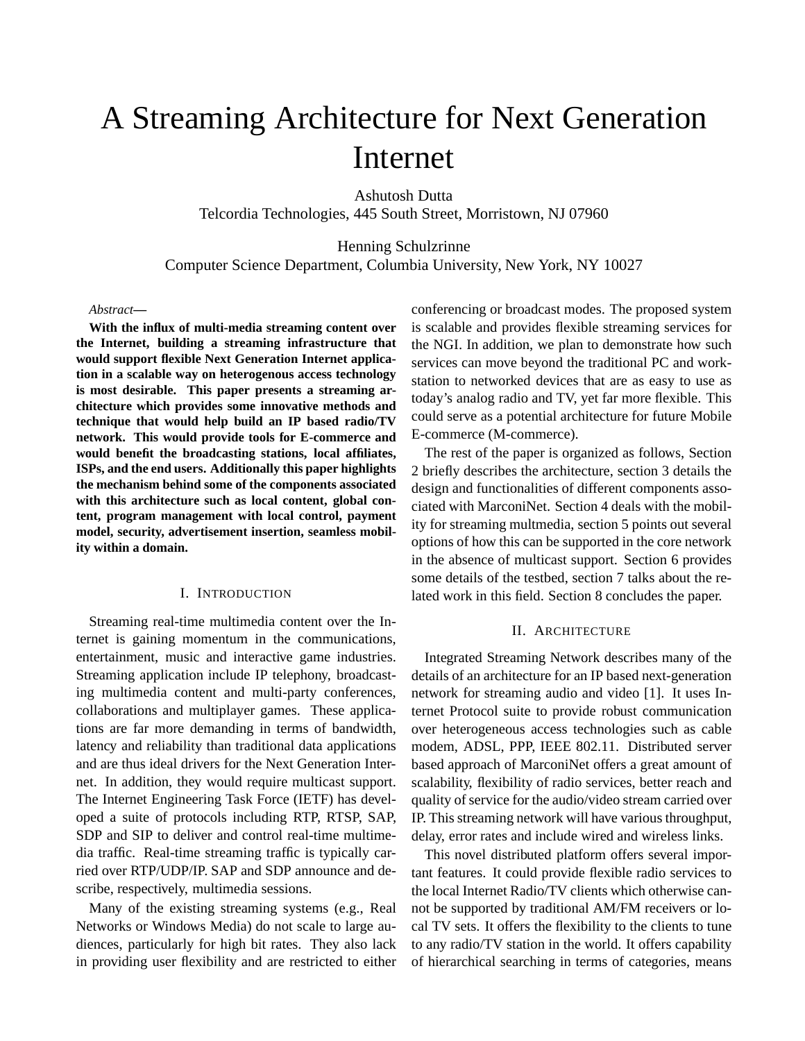# A Streaming Architecture for Next Generation Internet

Ashutosh Dutta
Telcordia Technologies, 445 South Street, Morristown, NJ 07960

Henning Schulzrinne
Computer Science Department, Columbia University, New York, NY 10027

*Abstract*—

**With the influx of multi-media streaming content over the Internet, building a streaming infrastructure that would support flexible Next Generation Internet application in a scalable way on heterogenous access technology is most desirable. This paper presents a streaming architecture which provides some innovative methods and technique that would help build an IP based radio/TV network. This would provide tools for E-commerce and would benefit the broadcasting stations, local affiliates, ISPs, and the end users. Additionally this paper highlights the mechanism behind some of the components associated with this architecture such as local content, global content, program management with local control, payment model, security, advertisement insertion, seamless mobility within a domain.**

## I. Introduction

Streaming real-time multimedia content over the Internet is gaining momentum in the communications, entertainment, music and interactive game industries. Streaming application include IP telephony, broadcasting multimedia content and multi-party conferences, collaborations and multiplayer games. These applications are far more demanding in terms of bandwidth, latency and reliability than traditional data applications and are thus ideal drivers for the Next Generation Internet. In addition, they would require multicast support. The Internet Engineering Task Force (IETF) has developed a suite of protocols including RTP, RTSP, SAP, SDP and SIP to deliver and control real-time multimedia traffic. Real-time streaming traffic is typically carried over RTP/UDP/IP. SAP and SDP announce and describe, respectively, multimedia sessions.

Many of the existing streaming systems (e.g., Real Networks or Windows Media) do not scale to large audiences, particularly for high bit rates. They also lack in providing user flexibility and are restricted to either conferencing or broadcast modes. The proposed system is scalable and provides flexible streaming services for the NGI. In addition, we plan to demonstrate how such services can move beyond the traditional PC and workstation to networked devices that are as easy to use as today's analog radio and TV, yet far more flexible. This could serve as a potential architecture for future Mobile E-commerce (M-commerce).

The rest of the paper is organized as follows, Section 2 briefly describes the architecture, section 3 details the design and functionalities of different components associated with MarconiNet. Section 4 deals with the mobility for streaming multmedia, section 5 points out several options of how this can be supported in the core network in the absence of multicast support. Section 6 provides some details of the testbed, section 7 talks about the related work in this field. Section 8 concludes the paper.

## II. Architecture

Integrated Streaming Network describes many of the details of an architecture for an IP based next-generation network for streaming audio and video [1]. It uses Internet Protocol suite to provide robust communication over heterogeneous access technologies such as cable modem, ADSL, PPP, IEEE 802.11. Distributed server based approach of MarconiNet offers a great amount of scalability, flexibility of radio services, better reach and quality of service for the audio/video stream carried over IP. This streaming network will have various throughput, delay, error rates and include wired and wireless links.

This novel distributed platform offers several important features. It could provide flexible radio services to the local Internet Radio/TV clients which otherwise cannot be supported by traditional AM/FM receivers or local TV sets. It offers the flexibility to the clients to tune to any radio/TV station in the world. It offers capability of hierarchical searching in terms of categories, means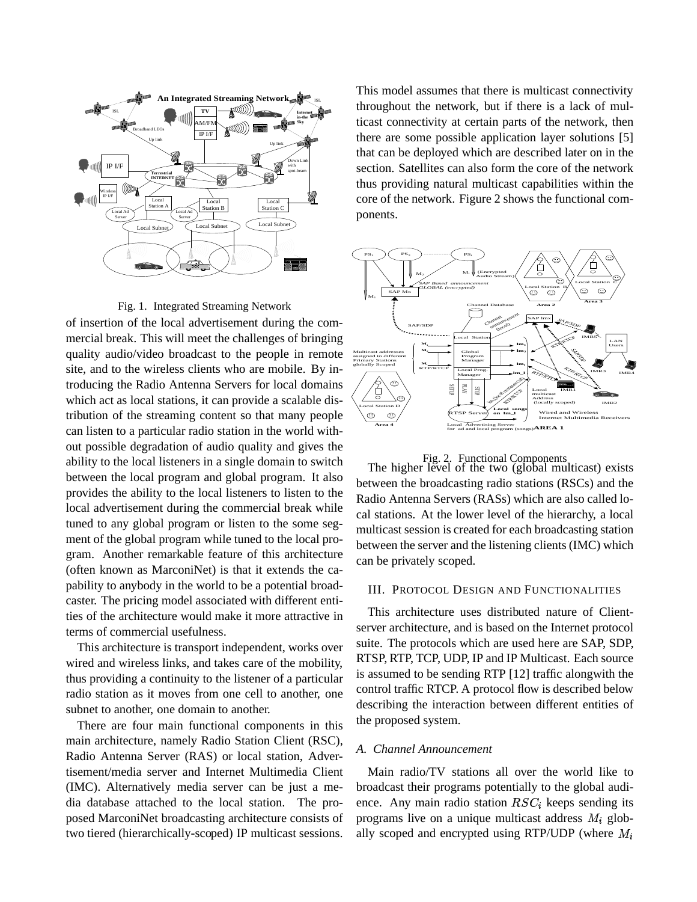Fig. 1. Integrated Streaming Network

of insertion of the local advertisement during the commercial break. This will meet the challenges of bringing quality audio/video broadcast to the people in remote site, and to the wireless clients who are mobile. By introducing the Radio Antenna Servers for local domains which act as local stations, it can provide a scalable distribution of the streaming content so that many people can listen to a particular radio station in the world without possible degradation of audio quality and gives the ability to the local listeners in a single domain to switch between the local program and global program. It also provides the ability to the local listeners to listen to the local advertisement during the commercial break while tuned to any global program or listen to the some segment of the global program while tuned to the local program. Another remarkable feature of this architecture (often known as MarconiNet) is that it extends the capability to anybody in the world to be a potential broadcaster. The pricing model associated with different entities of the architecture would make it more attractive in terms of commercial usefulness.

This architecture is transport independent, works over wired and wireless links, and takes care of the mobility, thus providing a continuity to the listener of a particular radio station as it moves from one cell to another, one subnet to another, one domain to another.

There are four main functional components in this main architecture, namely Radio Station Client (RSC), Radio Antenna Server (RAS) or local station, Advertisement/media server and Internet Multimedia Client (IMC). Alternatively media server can be just a media database attached to the local station. The proposed MarconiNet broadcasting architecture consists of two tiered (hierarchically-scoped) IP multicast sessions. This model assumes that there is multicast connectivity throughout the network, but if there is a lack of multicast connectivity at certain parts of the network, there are some possible application layer solutions [5] that can be deployed which are described later on in the section. Satellites can also form the core of the network thus providing natural multicast capabilities within the core of the network. Figure 2 shows the functional components.

Fig. 2. Functional Components

The higher level of the two (global multicast) exists between the broadcasting radio stations (RSCs) and the Radio Antenna Servers (RASs) which are also called local stations. At the lower level of the hierarchy, a local multicast session is created for each broadcasting station between the server and the listening clients (IMC) which can be privately scoped.

## III. Protocol Design and Functionalities

This architecture uses distributed nature of Client-server architecture, and is based on the Internet protocol suite. The protocols which are used here are SAP, SDP, RTSP, RTP, TCP, UDP, IP and IP Multicast. Each source is assumed to be sending RTP [12] traffic alongwith the control traffic RTCP. A protocol flow is described below describing the interaction between different entities of the proposed system.

### A. Channel Announcement

Main radio/TV stations all over the world like to broadcast their programs potentially to the global audience. Any main radio station $RSC_i$ keeps sending its programs live on a unique multicast address $M_i$ globally scoped and encrypted using RTP/UDP (where $M_i$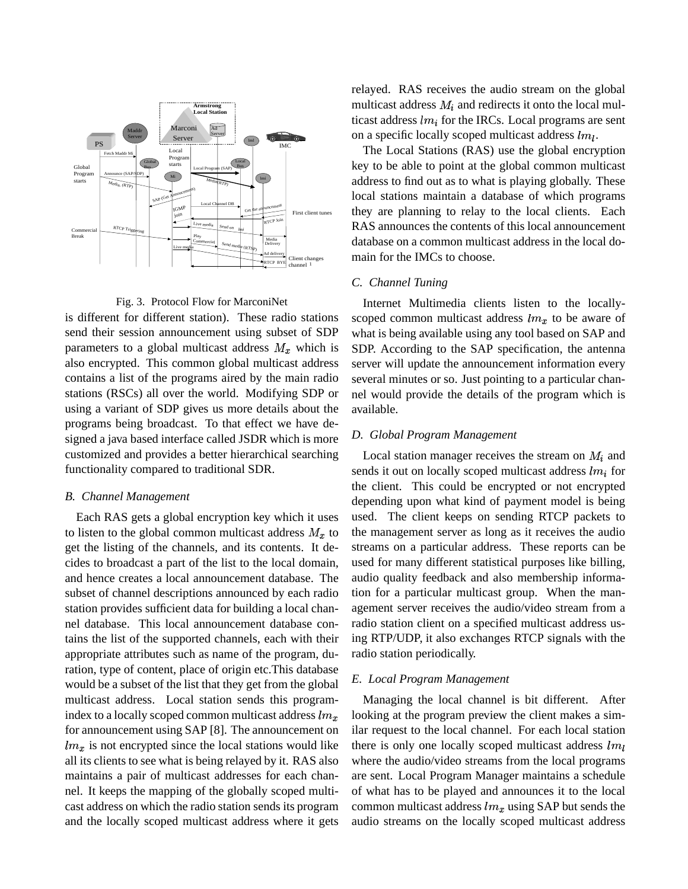Fig. 3. Protocol Flow for MarconiNet

is different for different station). These radio stations send their session announcement using subset of SDP parameters to a global multicast address $M_x$ which is also encrypted. This common global multicast address contains a list of the programs aired by the main radio stations (RSCs) all over the world. Modifying SDP or using a variant of SDP gives us more details about the programs being broadcast. To that effect we have designed a java based interface called JSDR which is more customized and provides a better hierarchical searching functionality compared to traditional SDR.

### B. Channel Management

Each RAS gets a global encryption key which it uses to listen to the global common multicast address $M_x$ to get the listing of the channels, and its contents. It decides to broadcast a part of the list to the local domain, and hence creates a local announcement database. The subset of channel descriptions announced by each radio station provides sufficient data for building a local channel database. This local announcement database contains the list of the supported channels, each with their appropriate attributes such as name of the program, duration, type of content, place of origin etc.This database would be a subset of the list that they get from the global multicast address. Local station sends this program-index to a locally scoped common multicast address $lm_x$ for announcement using SAP [8]. The announcement on $lm_x$ is not encrypted since the local stations would like all its clients to see what is being relayed by it. RAS also maintains a pair of multicast addresses for each channel. It keeps the mapping of the globally scoped multicast address on which the radio station sends its program and the locally scoped multicast address where it gets relayed. RAS receives the audio stream on the global multicast address $M_i$ and redirects it onto the local multicast address $lm_i$ for the IRCs. Local programs are sent on a specific locally scoped multicast address $lm_l$.

The Local Stations (RAS) use the global encryption key to be able to point at the global common multicast address to find out as to what is playing globally. These local stations maintain a database of which programs they are planning to relay to the local clients. Each RAS announces the contents of this local announcement database on a common multicast address in the local domain for the IMCs to choose.

### C. Channel Tuning

Internet Multimedia clients listen to the locally-scoped common multicast address $lm_x$ to be aware of what is being available using any tool based on SAP and SDP. According to the SAP specification, the antenna server will update the announcement information every several minutes or so. Just pointing to a particular channel would provide the details of the program which is available.

### D. Global Program Management

Local station manager receives the stream on $M_i$ and sends it out on locally scoped multicast address $lm_i$ for the client. This could be encrypted or not encrypted depending upon what kind of payment model is being used. The client keeps on sending RTCP packets to the management server as long as it receives the audio streams on a particular address. These reports can be used for many different statistical purposes like billing, audio quality feedback and also membership information for a particular multicast group. When the management server receives the audio/video stream from a radio station client on a specified multicast address using RTP/UDP, it also exchanges RTCP signals with the radio station periodically.

### E. Local Program Management

Managing the local channel is bit different. After looking at the program preview the client makes a similar request to the local channel. For each local station there is only one locally scoped multicast address $lm_l$ where the audio/video streams from the local programs are sent. Local Program Manager maintains a schedule of what has to be played and announces it to the local common multicast address $lm_x$ using SAP but sends the audio streams on the locally scoped multicast address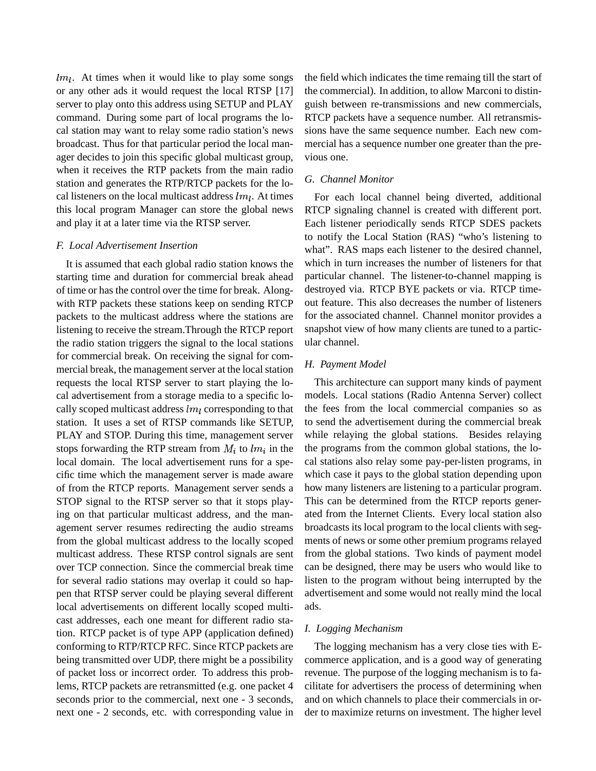$lm_l$. At times when it would like to play some songs or any other ads it would request the local RTSP [17] server to play onto this address using SETUP and PLAY command. During some part of local programs the local station may want to relay some radio station's news broadcast. Thus for that particular period the local manager decides to join this specific global multicast group, when it receives the RTP packets from the main radio station and generates the RTP/RTCP packets for the local listeners on the local multicast address $lm_l$. At times this local program Manager can store the global news and play it at a later time via the RTSP server.

### *F. Local Advertisement Insertion*

It is assumed that each global radio station knows the starting time and duration for commercial break ahead of time or has the control over the time for break. Alongwith RTP packets these stations keep on sending RTCP packets to the multicast address where the stations are listening to receive the stream.Through the RTCP report the radio station triggers the signal to the local stations for commercial break. On receiving the signal for commercial break, the management server at the local station requests the local RTSP server to start playing the local advertisement from a storage media to a specific locally scoped multicast address $lm_l$ corresponding to that station. It uses a set of RTSP commands like SETUP, PLAY and STOP. During this time, management server stops forwarding the RTP stream from $M_i$ to $lm_i$ in the local domain. The local advertisement runs for a specific time which the management server is made aware of from the RTCP reports. Management server sends a STOP signal to the RTSP server so that it stops playing on that particular multicast address, and the management server resumes redirecting the audio streams from the global multicast address to the locally scoped multicast address. These RTSP control signals are sent over TCP connection. Since the commercial break time for several radio stations may overlap it could so happen that RTSP server could be playing several different local advertisements on different locally scoped multicast addresses, each one meant for different radio station. RTCP packet is of type APP (application defined) conforming to RTP/RTCP RFC. Since RTCP packets are being transmitted over UDP, there might be a possibility of packet loss or incorrect order. To address this problems, RTCP packets are retransmitted (e.g. one packet 4 seconds prior to the commercial, next one - 3 seconds, next one - 2 seconds, etc. with corresponding value in the field which indicates the time remaing till the start of the commercial). In addition, to allow Marconi to distinguish between re-transmissions and new commercials, RTCP packets have a sequence number. All retransmissions have the same sequence number. Each new commercial has a sequence number one greater than the previous one.

### *G. Channel Monitor*

For each local channel being diverted, additional RTCP signaling channel is created with different port. Each listener periodically sends RTCP SDES packets to notify the Local Station (RAS) "who's listening to what". RAS maps each listener to the desired channel, which in turn increases the number of listeners for that particular channel. The listener-to-channel mapping is destroyed via. RTCP BYE packets or via. RTCP timeout feature. This also decreases the number of listeners for the associated channel. Channel monitor provides a snapshot view of how many clients are tuned to a particular channel.

### *H. Payment Model*

This architecture can support many kinds of payment models. Local stations (Radio Antenna Server) collect the fees from the local commercial companies so as to send the advertisement during the commercial break while relaying the global stations. Besides relaying the programs from the common global stations, the local stations also relay some pay-per-listen programs, in which case it pays to the global station depending upon how many listeners are listening to a particular program. This can be determined from the RTCP reports generated from the Internet Clients. Every local station also broadcasts its local program to the local clients with segments of news or some other premium programs relayed from the global stations. Two kinds of payment model can be designed, there may be users who would like to listen to the program without being interrupted by the advertisement and some would not really mind the local ads.

### *I. Logging Mechanism*

The logging mechanism has a very close ties with E-commerce application, and is a good way of generating revenue. The purpose of the logging mechanism is to facilitate for advertisers the process of determining when and on which channels to place their commercials in order to maximize returns on investment. The higher level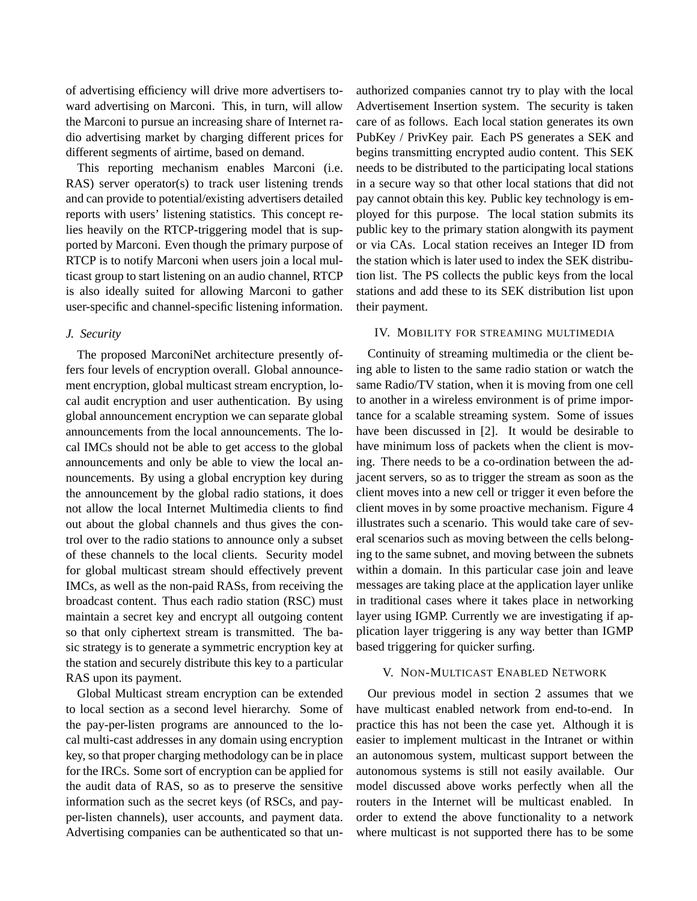of advertising efficiency will drive more advertisers toward advertising on Marconi. This, in turn, will allow the Marconi to pursue an increasing share of Internet radio advertising market by charging different prices for different segments of airtime, based on demand.

This reporting mechanism enables Marconi (i.e. RAS) server operator(s) to track user listening trends and can provide to potential/existing advertisers detailed reports with users' listening statistics. This concept relies heavily on the RTCP-triggering model that is supported by Marconi. Even though the primary purpose of RTCP is to notify Marconi when users join a local multicast group to start listening on an audio channel, RTCP is also ideally suited for allowing Marconi to gather user-specific and channel-specific listening information.

### *J. Security*

The proposed MarconiNet architecture presently offers four levels of encryption overall. Global announcement encryption, global multicast stream encryption, local audit encryption and user authentication. By using global announcement encryption we can separate global announcements from the local announcements. The local IMCs should not be able to get access to the global announcements and only be able to view the local announcements. By using a global encryption key during the announcement by the global radio stations, it does not allow the local Internet Multimedia clients to find out about the global channels and thus gives the control over to the radio stations to announce only a subset of these channels to the local clients. Security model for global multicast stream should effectively prevent IMCs, as well as the non-paid RASs, from receiving the broadcast content. Thus each radio station (RSC) must maintain a secret key and encrypt all outgoing content so that only ciphertext stream is transmitted. The basic strategy is to generate a symmetric encryption key at the station and securely distribute this key to a particular RAS upon its payment.

Global Multicast stream encryption can be extended to local section as a second level hierarchy. Some of the pay-per-listen programs are announced to the local multi-cast addresses in any domain using encryption key, so that proper charging methodology can be in place for the IRCs. Some sort of encryption can be applied for the audit data of RAS, so as to preserve the sensitive information such as the secret keys (of RSCs, and pay-per-listen channels), user accounts, and payment data. Advertising companies can be authenticated so that unauthorized companies cannot try to play with the local Advertisement Insertion system. The security is taken care of as follows. Each local station generates its own PubKey / PrivKey pair. Each PS generates a SEK and begins transmitting encrypted audio content. This SEK needs to be distributed to the participating local stations in a secure way so that other local stations that did not pay cannot obtain this key. Public key technology is employed for this purpose. The local station submits its public key to the primary station alongwith its payment or via CAs. Local station receives an Integer ID from the station which is later used to index the SEK distribution list. The PS collects the public keys from the local stations and add these to its SEK distribution list upon their payment.

## IV. Mobility for streaming multimedia

Continuity of streaming multimedia or the client being able to listen to the same radio station or watch the same Radio/TV station, when it is moving from one cell to another in a wireless environment is of prime importance for a scalable streaming system. Some of issues have been discussed in [2]. It would be desirable to have minimum loss of packets when the client is moving. There needs to be a co-ordination between the adjacent servers, so as to trigger the stream as soon as the client moves into a new cell or trigger it even before the client moves in by some proactive mechanism. Figure 4 illustrates such a scenario. This would take care of several scenarios such as moving between the cells belonging to the same subnet, and moving between the subnets within a domain. In this particular case join and leave messages are taking place at the application layer unlike in traditional cases where it takes place in networking layer using IGMP. Currently we are investigating if application layer triggering is any way better than IGMP based triggering for quicker surfing.

## V. Non-Multicast Enabled Network

Our previous model in section 2 assumes that we have multicast enabled network from end-to-end. In practice this has not been the case yet. Although it is easier to implement multicast in the Intranet or within an autonomous system, multicast support between the autonomous systems is still not easily available. Our model discussed above works perfectly when all the routers in the Internet will be multicast enabled. In order to extend the above functionality to a network where multicast is not supported there has to be some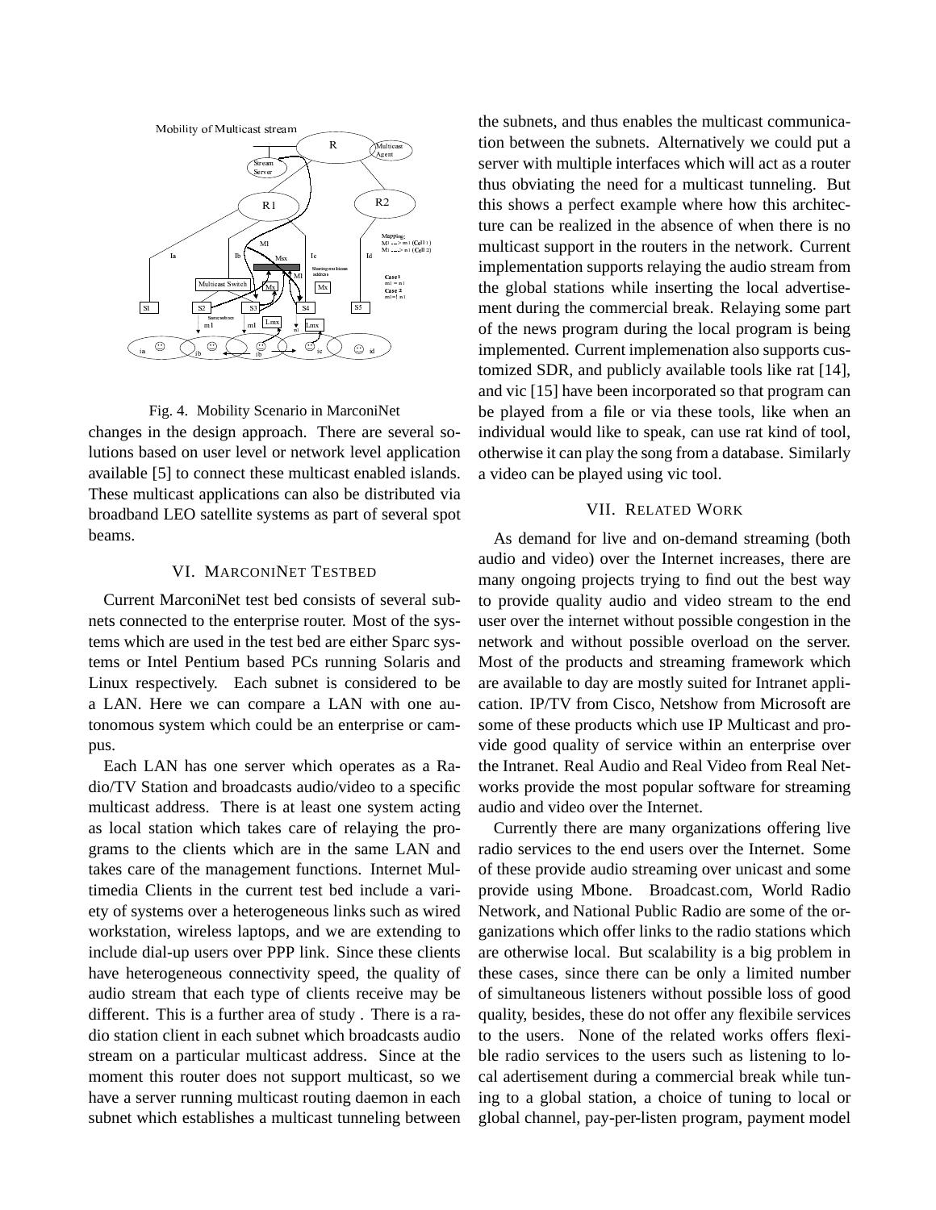Mobility of Multicast stream

R

Multicast Agent

Stream Server

R1

R2

Mapping:
Ml ---> m1 (Cell 1)
Ml ---> n1 (Cell 2)

Ia

Ib

Ic

Id

Ml

Msx

Ml

Sharing multicast address

Case 1
ml = m1
Case 2
ml=| m1

Multicast Switch

Mx

Mx

S1

S2

S3

S4

S5

Same address

m1

ml

Lmx

ml

Lmx

ia

ib

ib

ic

id

Fig. 4. Mobility Scenario in MarconiNet

changes in the design approach. There are several solutions based on user level or network level application available [5] to connect these multicast enabled islands. These multicast applications can also be distributed via broadband LEO satellite systems as part of several spot beams.

## VI. MarconiNet Testbed

Current MarconiNet test bed consists of several subnets connected to the enterprise router. Most of the systems which are used in the test bed are either Sparc systems or Intel Pentium based PCs running Solaris and Linux respectively. Each subnet is considered to be a LAN. Here we can compare a LAN with one autonomous system which could be an enterprise or campus.

Each LAN has one server which operates as a Radio/TV Station and broadcasts audio/video to a specific multicast address. There is at least one system acting as local station which takes care of relaying the programs to the clients which are in the same LAN and takes care of the management functions. Internet Multimedia Clients in the current test bed include a variety of systems over a heterogeneous links such as wired workstation, wireless laptops, and we are extending to include dial-up users over PPP link. Since these clients have heterogeneous connectivity speed, the quality of audio stream that each type of clients receive may be different. This is a further area of study . There is a radio station client in each subnet which broadcasts audio stream on a particular multicast address. Since at the moment this router does not support multicast, so we have a server running multicast routing daemon in each subnet which establishes a multicast tunneling between the subnets, and thus enables the multicast communication between the subnets. Alternatively we could put a server with multiple interfaces which will act as a router thus obviating the need for a multicast tunneling. But this shows a perfect example where how this architecture can be realized in the absence of when there is no multicast support in the routers in the network. Current implementation supports relaying the audio stream from the global stations while inserting the local advertisement during the commercial break. Relaying some part of the news program during the local program is being implemented. Current implemenation also supports customized SDR, and publicly available tools like rat [14], and vic [15] have been incorporated so that program can be played from a file or via these tools, like when an individual would like to speak, can use rat kind of tool, otherwise it can play the song from a database. Similarly a video can be played using vic tool.

## VII. Related Work

As demand for live and on-demand streaming (both audio and video) over the Internet increases, there are many ongoing projects trying to find out the best way to provide quality audio and video stream to the end user over the internet without possible congestion in the network and without possible overload on the server. Most of the products and streaming framework which are available to day are mostly suited for Intranet application. IP/TV from Cisco, Netshow from Microsoft are some of these products which use IP Multicast and provide good quality of service within an enterprise over the Intranet. Real Audio and Real Video from Real Networks provide the most popular software for streaming audio and video over the Internet.

Currently there are many organizations offering live radio services to the end users over the Internet. Some of these provide audio streaming over unicast and some provide using Mbone. Broadcast.com, World Radio Network, and National Public Radio are some of the organizations which offer links to the radio stations which are otherwise local. But scalability is a big problem in these cases, since there can be only a limited number of simultaneous listeners without possible loss of good quality, besides, these do not offer any flexibile services to the users. None of the related works offers flexible radio services to the users such as listening to local adertisement during a commercial break while tuning to a global station, a choice of tuning to local or global channel, pay-per-listen program, payment model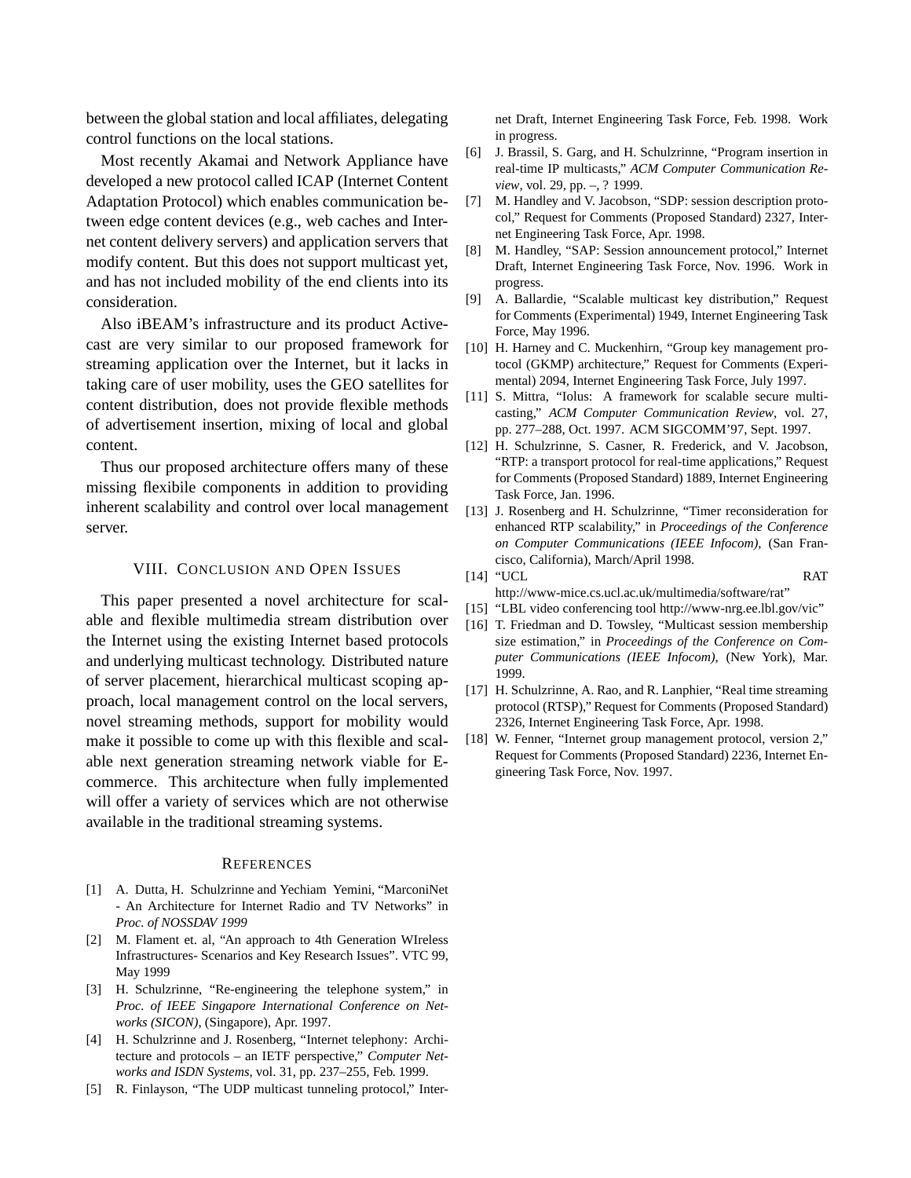between the global station and local affiliates, delegating control functions on the local stations.

Most recently Akamai and Network Appliance have developed a new protocol called ICAP (Internet Content Adaptation Protocol) which enables communication between edge content devices (e.g., web caches and Internet content delivery servers) and application servers that modify content. But this does not support multicast yet, and has not included mobility of the end clients into its consideration.

Also iBEAM's infrastructure and its product Activecast are very similar to our proposed framework for streaming application over the Internet, but it lacks in taking care of user mobility, uses the GEO satellites for content distribution, does not provide flexible methods of advertisement insertion, mixing of local and global content.

Thus our proposed architecture offers many of these missing flexibile components in addition to providing inherent scalability and control over local management server.

## VIII. Conclusion and Open Issues

This paper presented a novel architecture for scalable and flexible multimedia stream distribution over the Internet using the existing Internet based protocols and underlying multicast technology. Distributed nature of server placement, hierarchical multicast scoping approach, local management control on the local servers, novel streaming methods, support for mobility would make it possible to come up with this flexible and scalable next generation streaming network viable for E-commerce. This architecture when fully implemented will offer a variety of services which are not otherwise available in the traditional streaming systems.

## References

[1] A. Dutta, H. Schulzrinne and Yechiam Yemini, "MarconiNet - An Architecture for Internet Radio and TV Networks" in *Proc. of NOSSDAV 1999*

[2] M. Flament et. al, "An approach to 4th Generation WIreless Infrastructures- Scenarios and Key Research Issues". VTC 99, May 1999

[3] H. Schulzrinne, "Re-engineering the telephone system," in *Proc. of IEEE Singapore International Conference on Networks (SICON)*, (Singapore), Apr. 1997.

[4] H. Schulzrinne and J. Rosenberg, "Internet telephony: Architecture and protocols – an IETF perspective," *Computer Networks and ISDN Systems*, vol. 31, pp. 237–255, Feb. 1999.

[5] R. Finlayson, "The UDP multicast tunneling protocol," Internet Draft, Internet Engineering Task Force, Feb. 1998. Work in progress.

[6] J. Brassil, S. Garg, and H. Schulzrinne, "Program insertion in real-time IP multicasts," *ACM Computer Communication Review*, vol. 29, pp. –, ? 1999.

[7] M. Handley and V. Jacobson, "SDP: session description protocol," Request for Comments (Proposed Standard) 2327, Internet Engineering Task Force, Apr. 1998.

[8] M. Handley, "SAP: Session announcement protocol," Internet Draft, Internet Engineering Task Force, Nov. 1996. Work in progress.

[9] A. Ballardie, "Scalable multicast key distribution," Request for Comments (Experimental) 1949, Internet Engineering Task Force, May 1996.

[10] H. Harney and C. Muckenhirn, "Group key management protocol (GKMP) architecture," Request for Comments (Experimental) 2094, Internet Engineering Task Force, July 1997.

[11] S. Mittra, "Iolus: A framework for scalable secure multicasting," *ACM Computer Communication Review*, vol. 27, pp. 277–288, Oct. 1997. ACM SIGCOMM'97, Sept. 1997.

[12] H. Schulzrinne, S. Casner, R. Frederick, and V. Jacobson, "RTP: a transport protocol for real-time applications," Request for Comments (Proposed Standard) 1889, Internet Engineering Task Force, Jan. 1996.

[13] J. Rosenberg and H. Schulzrinne, "Timer reconsideration for enhanced RTP scalability," in *Proceedings of the Conference on Computer Communications (IEEE Infocom)*, (San Francisco, California), March/April 1998.

[14] "UCL RAT http://www-mice.cs.ucl.ac.uk/multimedia/software/rat"

[15] "LBL video conferencing tool http://www-nrg.ee.lbl.gov/vic"

[16] T. Friedman and D. Towsley, "Multicast session membership size estimation," in *Proceedings of the Conference on Computer Communications (IEEE Infocom)*, (New York), Mar. 1999.

[17] H. Schulzrinne, A. Rao, and R. Lanphier, "Real time streaming protocol (RTSP)," Request for Comments (Proposed Standard) 2326, Internet Engineering Task Force, Apr. 1998.

[18] W. Fenner, "Internet group management protocol, version 2," Request for Comments (Proposed Standard) 2236, Internet Engineering Task Force, Nov. 1997.